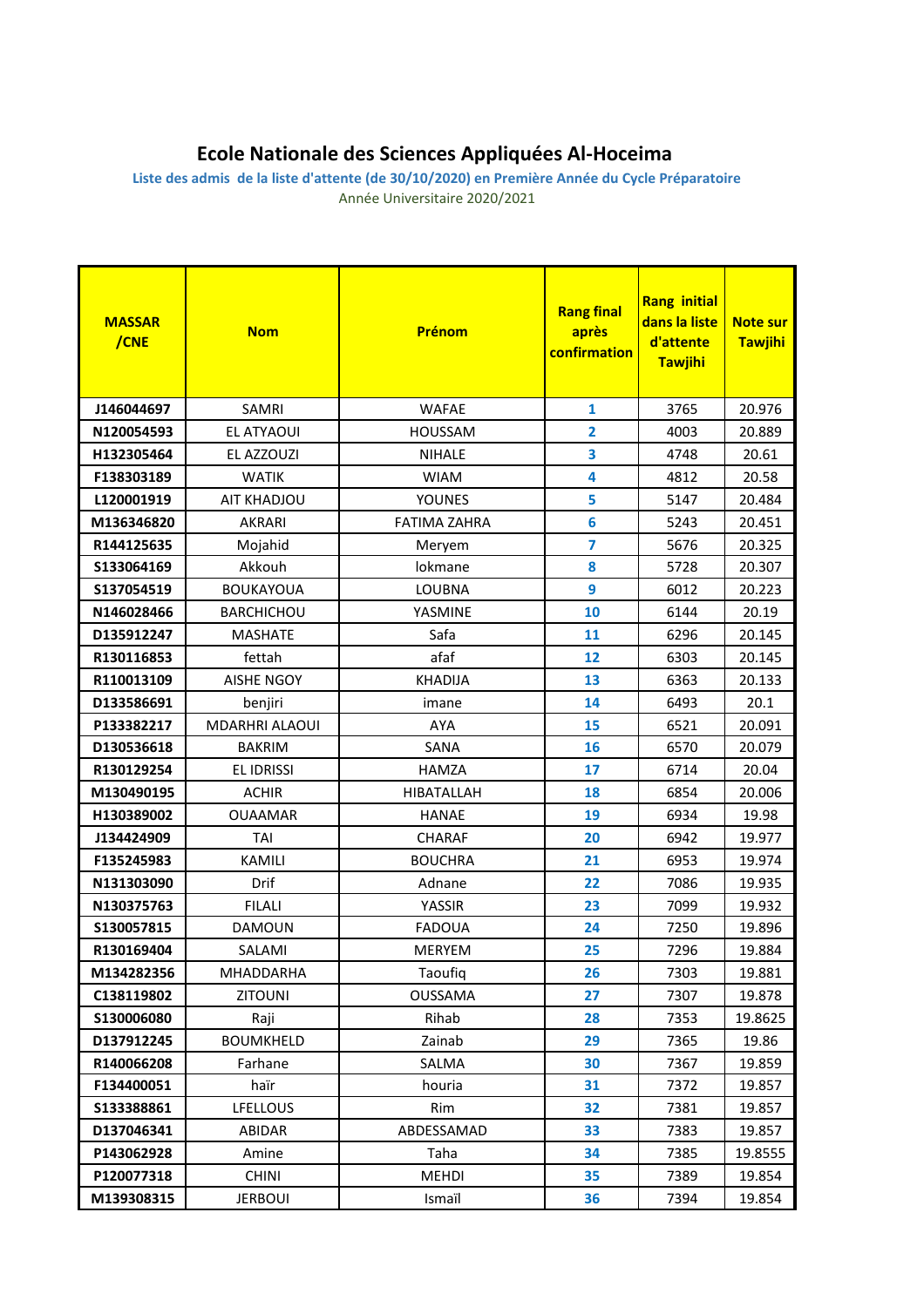# Ecole Nationale des Sciences Appliquées Al-Hoceima

## Liste des admis de la liste d'attente (de 30/10/2020) en Première Année du Cycle Préparatoire

Année Universitaire 2020/2021

| MASSAR /CNE | Nom | Prénom | Rang final après confirmation | Rang initial dans la liste d'attente Tawjihi | Note sur Tawjihi |
|---|---|---|---|---|---|
| J146044697 | SAMRI | WAFAE | 1 | 3765 | 20.976 |
| N120054593 | EL ATYAOUI | HOUSSAM | 2 | 4003 | 20.889 |
| H132305464 | EL AZZOUZI | NIHALE | 3 | 4748 | 20.61 |
| F138303189 | WATIK | WIAM | 4 | 4812 | 20.58 |
| L120001919 | AIT KHADJOU | YOUNES | 5 | 5147 | 20.484 |
| M136346820 | AKRARI | FATIMA ZAHRA | 6 | 5243 | 20.451 |
| R144125635 | Mojahid | Meryem | 7 | 5676 | 20.325 |
| S133064169 | Akkouh | lokmane | 8 | 5728 | 20.307 |
| S137054519 | BOUKAYOUA | LOUBNA | 9 | 6012 | 20.223 |
| N146028466 | BARCHICHOU | YASMINE | 10 | 6144 | 20.19 |
| D135912247 | MASHATE | Safa | 11 | 6296 | 20.145 |
| R130116853 | fettah | afaf | 12 | 6303 | 20.145 |
| R110013109 | AISHE NGOY | KHADIJA | 13 | 6363 | 20.133 |
| D133586691 | benjiri | imane | 14 | 6493 | 20.1 |
| P133382217 | MDARHRI ALAOUI | AYA | 15 | 6521 | 20.091 |
| D130536618 | BAKRIM | SANA | 16 | 6570 | 20.079 |
| R130129254 | EL IDRISSI | HAMZA | 17 | 6714 | 20.04 |
| M130490195 | ACHIR | HIBATALLAH | 18 | 6854 | 20.006 |
| H130389002 | OUAAMAR | HANAE | 19 | 6934 | 19.98 |
| J134424909 | TAI | CHARAF | 20 | 6942 | 19.977 |
| F135245983 | KAMILI | BOUCHRA | 21 | 6953 | 19.974 |
| N131303090 | Drif | Adnane | 22 | 7086 | 19.935 |
| N130375763 | FILALI | YASSIR | 23 | 7099 | 19.932 |
| S130057815 | DAMOUN | FADOUA | 24 | 7250 | 19.896 |
| R130169404 | SALAMI | MERYEM | 25 | 7296 | 19.884 |
| M134282356 | MHADDARHA | Taoufiq | 26 | 7303 | 19.881 |
| C138119802 | ZITOUNI | OUSSAMA | 27 | 7307 | 19.878 |
| S130006080 | Raji | Rihab | 28 | 7353 | 19.8625 |
| D137912245 | BOUMKHELD | Zainab | 29 | 7365 | 19.86 |
| R140066208 | Farhane | SALMA | 30 | 7367 | 19.859 |
| F134400051 | haïr | houria | 31 | 7372 | 19.857 |
| S133388861 | LFELLOUS | Rim | 32 | 7381 | 19.857 |
| D137046341 | ABIDAR | ABDESSAMAD | 33 | 7383 | 19.857 |
| P143062928 | Amine | Taha | 34 | 7385 | 19.8555 |
| P120077318 | CHINI | MEHDI | 35 | 7389 | 19.854 |
| M139308315 | JERBOUI | Ismaïl | 36 | 7394 | 19.854 |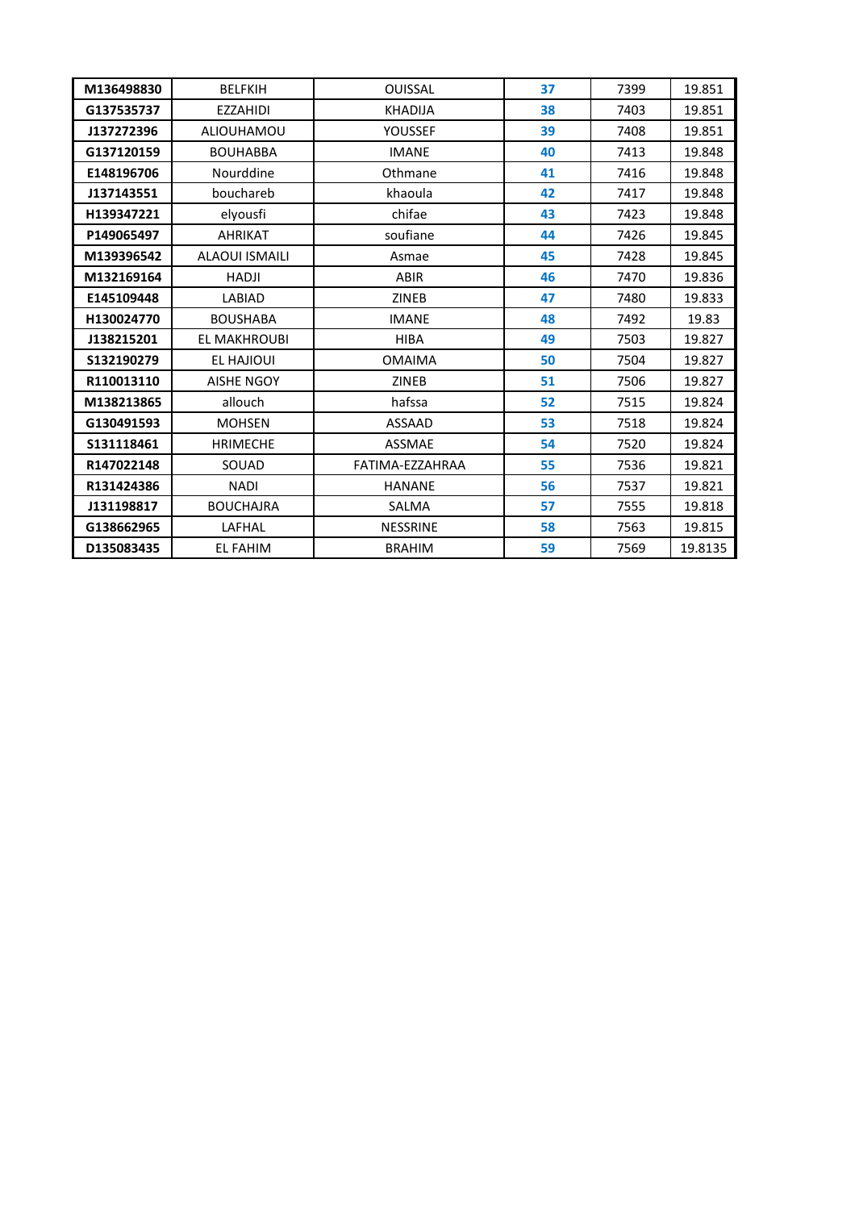| | | | | | |
|---|---|---|---|---|---|
| **M136498830** | BELFKIH | OUISSAL | **37** | 7399 | 19.851 |
| **G137535737** | EZZAHIDI | KHADIJA | **38** | 7403 | 19.851 |
| **J137272396** | ALIOUHAMOU | YOUSSEF | **39** | 7408 | 19.851 |
| **G137120159** | BOUHABBA | IMANE | **40** | 7413 | 19.848 |
| **E148196706** | Nourddine | Othmane | **41** | 7416 | 19.848 |
| **J137143551** | bouchareb | khaoula | **42** | 7417 | 19.848 |
| **H139347221** | elyousfi | chifae | **43** | 7423 | 19.848 |
| **P149065497** | AHRIKAT | soufiane | **44** | 7426 | 19.845 |
| **M139396542** | ALAOUI ISMAILI | Asmae | **45** | 7428 | 19.845 |
| **M132169164** | HADJI | ABIR | **46** | 7470 | 19.836 |
| **E145109448** | LABIAD | ZINEB | **47** | 7480 | 19.833 |
| **H130024770** | BOUSHABA | IMANE | **48** | 7492 | 19.83 |
| **J138215201** | EL MAKHROUBI | HIBA | **49** | 7503 | 19.827 |
| **S132190279** | EL HAJIOUI | OMAIMA | **50** | 7504 | 19.827 |
| **R110013110** | AISHE NGOY | ZINEB | **51** | 7506 | 19.827 |
| **M138213865** | allouch | hafssa | **52** | 7515 | 19.824 |
| **G130491593** | MOHSEN | ASSAAD | **53** | 7518 | 19.824 |
| **S131118461** | HRIMECHE | ASSMAE | **54** | 7520 | 19.824 |
| **R147022148** | SOUAD | FATIMA-EZZAHRAA | **55** | 7536 | 19.821 |
| **R131424386** | NADI | HANANE | **56** | 7537 | 19.821 |
| **J131198817** | BOUCHAJRA | SALMA | **57** | 7555 | 19.818 |
| **G138662965** | LAFHAL | NESSRINE | **58** | 7563 | 19.815 |
| **D135083435** | EL FAHIM | BRAHIM | **59** | 7569 | 19.8135 |